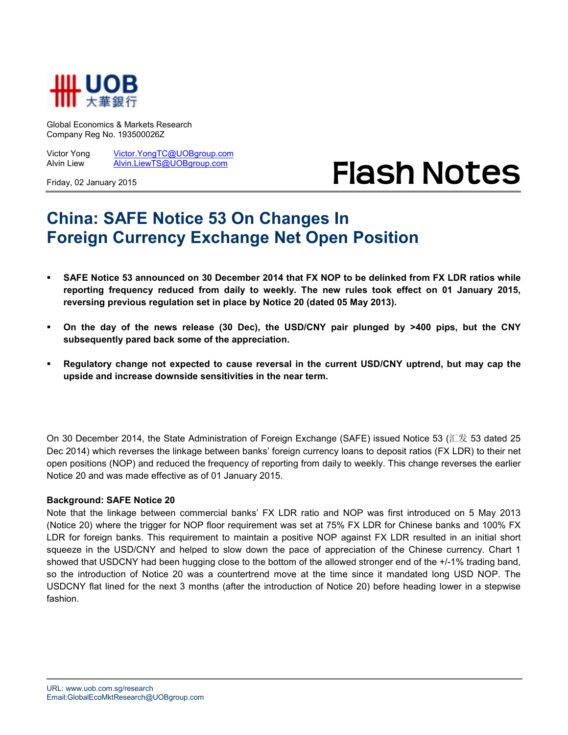Global Economics & Markets Research
Company Reg No. 193500026Z

Victor Yong Victor.YongTC@UOBgroup.com
Alvin Liew Alvin.LiewTS@UOBgroup.com

Friday, 02 January 2015

**Flash Notes**

# China: SAFE Notice 53 On Changes In Foreign Currency Exchange Net Open Position

- **SAFE Notice 53 announced on 30 December 2014 that FX NOP to be delinked from FX LDR ratios while reporting frequency reduced from daily to weekly. The new rules took effect on 01 January 2015, reversing previous regulation set in place by Notice 20 (dated 05 May 2013).**
- **On the day of the news release (30 Dec), the USD/CNY pair plunged by >400 pips, but the CNY subsequently pared back some of the appreciation.**
- **Regulatory change not expected to cause reversal in the current USD/CNY uptrend, but may cap the upside and increase downside sensitivities in the near term.**

On 30 December 2014, the State Administration of Foreign Exchange (SAFE) issued Notice 53 (汇发 53 dated 25 Dec 2014) which reverses the linkage between banks' foreign currency loans to deposit ratios (FX LDR) to their net open positions (NOP) and reduced the frequency of reporting from daily to weekly. This change reverses the earlier Notice 20 and was made effective as of 01 January 2015.

**Background: SAFE Notice 20**

Note that the linkage between commercial banks' FX LDR ratio and NOP was first introduced on 5 May 2013 (Notice 20) where the trigger for NOP floor requirement was set at 75% FX LDR for Chinese banks and 100% FX LDR for foreign banks. This requirement to maintain a positive NOP against FX LDR resulted in an initial short squeeze in the USD/CNY and helped to slow down the pace of appreciation of the Chinese currency. Chart 1 showed that USDCNY had been hugging close to the bottom of the allowed stronger end of the +/-1% trading band, so the introduction of Notice 20 was a countertrend move at the time since it mandated long USD NOP. The USDCNY flat lined for the next 3 months (after the introduction of Notice 20) before heading lower in a stepwise fashion.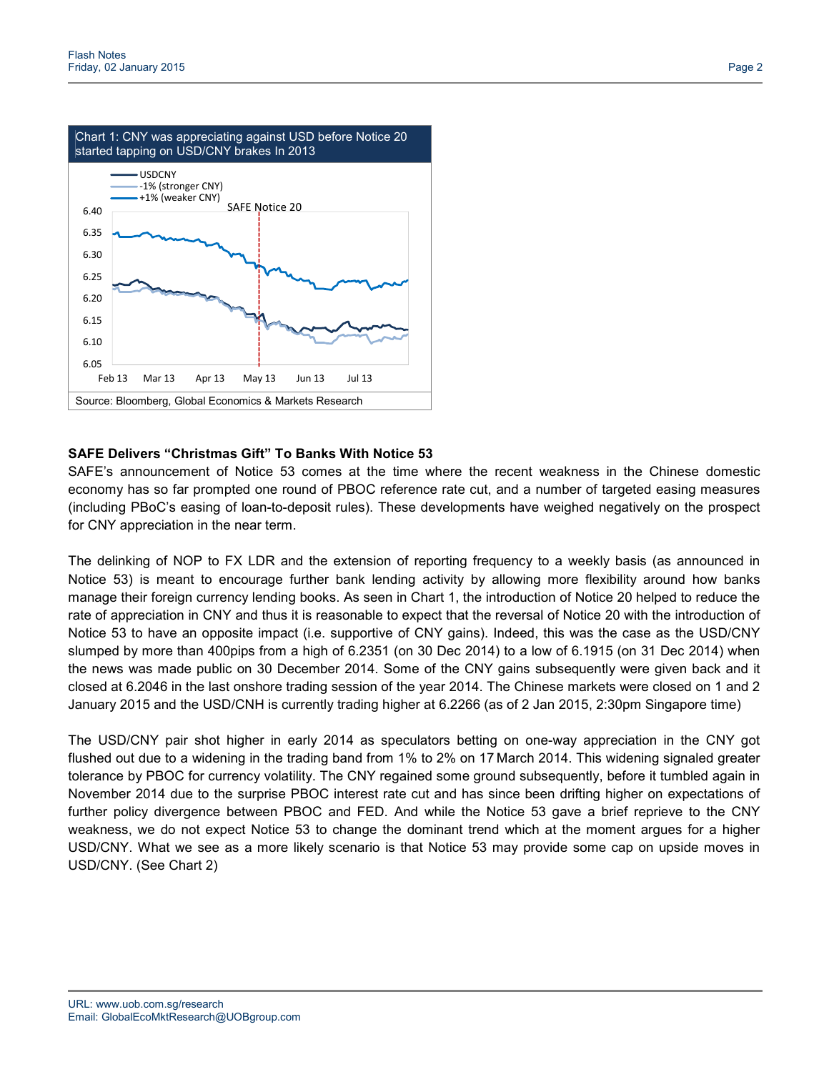Chart 1: CNY was appreciating against USD before Notice 20 started tapping on USD/CNY brakes In 2013

Source: Bloomberg, Global Economics & Markets Research

**SAFE Delivers "Christmas Gift" To Banks With Notice 53**

SAFE's announcement of Notice 53 comes at the time where the recent weakness in the Chinese domestic economy has so far prompted one round of PBOC reference rate cut, and a number of targeted easing measures (including PBoC's easing of loan-to-deposit rules). These developments have weighed negatively on the prospect for CNY appreciation in the near term.

The delinking of NOP to FX LDR and the extension of reporting frequency to a weekly basis (as announced in Notice 53) is meant to encourage further bank lending activity by allowing more flexibility around how banks manage their foreign currency lending books. As seen in Chart 1, the introduction of Notice 20 helped to reduce the rate of appreciation in CNY and thus it is reasonable to expect that the reversal of Notice 20 with the introduction of Notice 53 to have an opposite impact (i.e. supportive of CNY gains). Indeed, this was the case as the USD/CNY slumped by more than 400pips from a high of 6.2351 (on 30 Dec 2014) to a low of 6.1915 (on 31 Dec 2014) when the news was made public on 30 December 2014. Some of the CNY gains subsequently were given back and it closed at 6.2046 in the last onshore trading session of the year 2014. The Chinese markets were closed on 1 and 2 January 2015 and the USD/CNH is currently trading higher at 6.2266 (as of 2 Jan 2015, 2:30pm Singapore time)

The USD/CNY pair shot higher in early 2014 as speculators betting on one-way appreciation in the CNY got flushed out due to a widening in the trading band from 1% to 2% on 17 March 2014. This widening signaled greater tolerance by PBOC for currency volatility. The CNY regained some ground subsequently, before it tumbled again in November 2014 due to the surprise PBOC interest rate cut and has since been drifting higher on expectations of further policy divergence between PBOC and FED. And while the Notice 53 gave a brief reprieve to the CNY weakness, we do not expect Notice 53 to change the dominant trend which at the moment argues for a higher USD/CNY. What we see as a more likely scenario is that Notice 53 may provide some cap on upside moves in USD/CNY. (See Chart 2)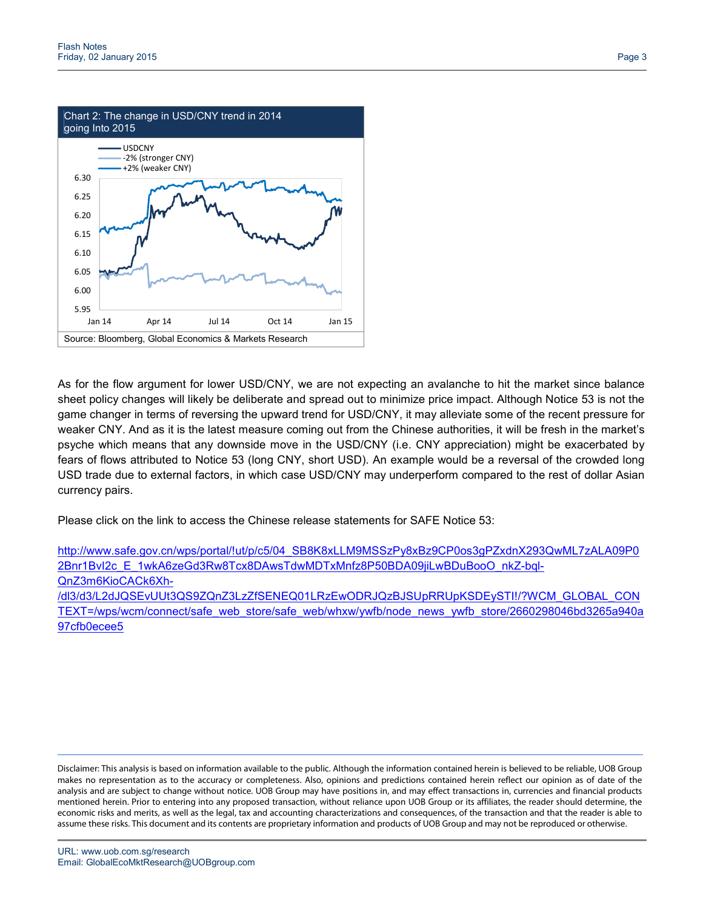Chart 2: The change in USD/CNY trend in 2014 going Into 2015

USDCNY
-2% (stronger CNY)
+2% (weaker CNY)

6.30
6.25
6.20
6.15
6.10
6.05
6.00
5.95

Jan 14
Apr 14
Jul 14
Oct 14
Jan 15

Source: Bloomberg, Global Economics & Markets Research

As for the flow argument for lower USD/CNY, we are not expecting an avalanche to hit the market since balance sheet policy changes will likely be deliberate and spread out to minimize price impact. Although Notice 53 is not the game changer in terms of reversing the upward trend for USD/CNY, it may alleviate some of the recent pressure for weaker CNY. And as it is the latest measure coming out from the Chinese authorities, it will be fresh in the market's psyche which means that any downside move in the USD/CNY (i.e. CNY appreciation) might be exacerbated by fears of flows attributed to Notice 53 (long CNY, short USD). An example would be a reversal of the crowded long USD trade due to external factors, in which case USD/CNY may underperform compared to the rest of dollar Asian currency pairs.

Please click on the link to access the Chinese release statements for SAFE Notice 53:

http://www.safe.gov.cn/wps/portal/!ut/p/c5/04_SB8K8xLLM9MSSzPy8xBz9CP0os3gPZxdnX293QwML7zALA09P02Bnr1BvI2c_E_1wkA6zeGd3Rw8Tcx8DAwsTdwMDTxMnfz8P50BDA09jiLwBDuBooO_nkZ-bql-QnZ3m6KioCACk6Xh-/dl3/d3/L2dJQSEvUUt3QS9ZQnZ3LzZfSENEQ01LRzEwODRJQzBJSUpRRUpKSDEySTI!/?WCM_GLOBAL_CONTEXT=/wps/wcm/connect/safe_web_store/safe_web/whxw/ywfb/node_news_ywfb_store/2660298046bd3265a940a97cfb0ecee5

Disclaimer: This analysis is based on information available to the public. Although the information contained herein is believed to be reliable, UOB Group makes no representation as to the accuracy or completeness. Also, opinions and predictions contained herein reflect our opinion as of date of the analysis and are subject to change without notice. UOB Group may have positions in, and may effect transactions in, currencies and financial products mentioned herein. Prior to entering into any proposed transaction, without reliance upon UOB Group or its affiliates, the reader should determine, the economic risks and merits, as well as the legal, tax and accounting characterizations and consequences, of the transaction and that the reader is able to assume these risks. This document and its contents are proprietary information and products of UOB Group and may not be reproduced or otherwise.

URL: www.uob.com.sg/research
Email: GlobalEcoMktResearch@UOBgroup.com